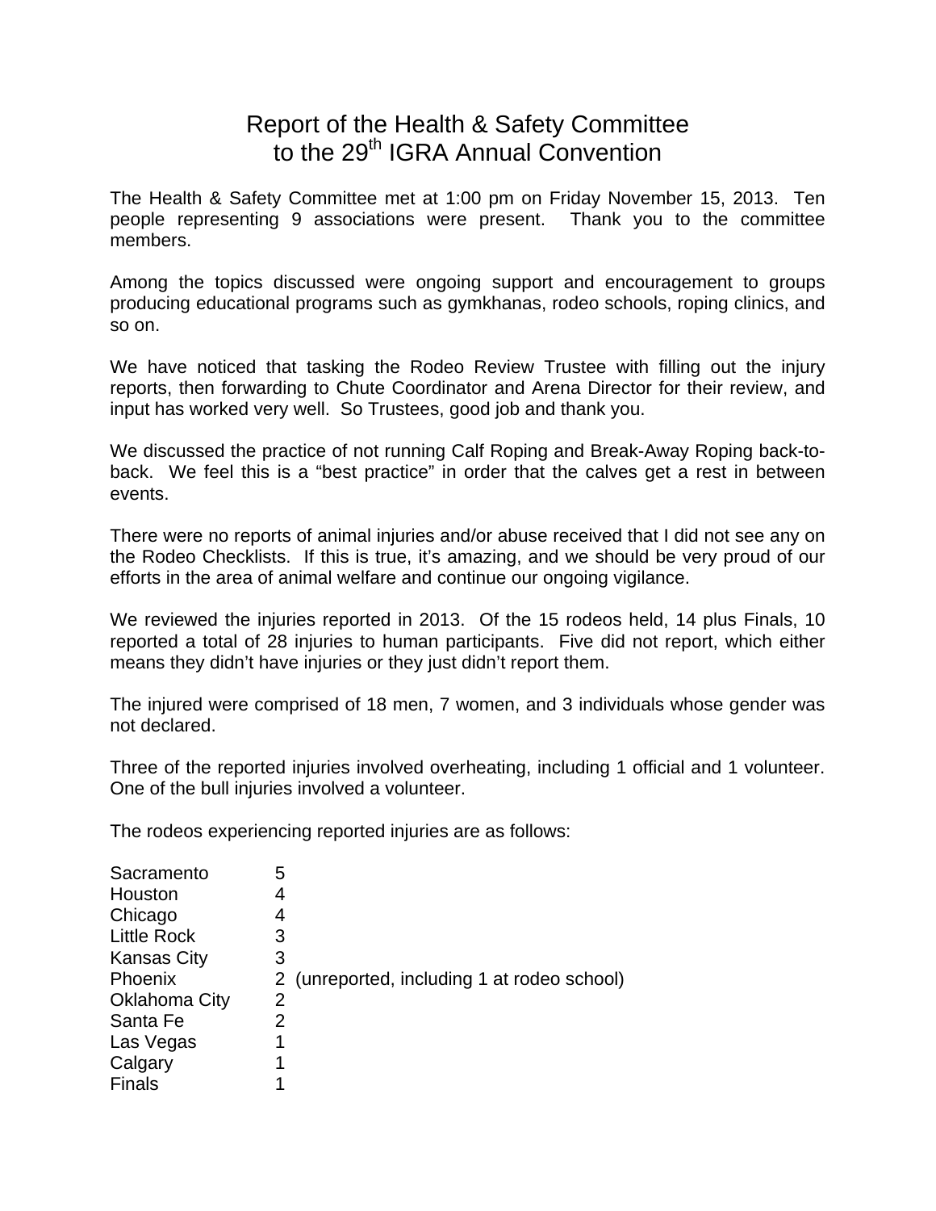# Report of the Health & Safety Committee to the 29th IGRA Annual Convention

The Health & Safety Committee met at 1:00 pm on Friday November 15, 2013. Ten people representing 9 associations were present. Thank you to the committee members.

Among the topics discussed were ongoing support and encouragement to groups producing educational programs such as gymkhanas, rodeo schools, roping clinics, and so on.

We have noticed that tasking the Rodeo Review Trustee with filling out the injury reports, then forwarding to Chute Coordinator and Arena Director for their review, and input has worked very well. So Trustees, good job and thank you.

We discussed the practice of not running Calf Roping and Break-Away Roping back-to-back. We feel this is a "best practice" in order that the calves get a rest in between events.

There were no reports of animal injuries and/or abuse received that I did not see any on the Rodeo Checklists. If this is true, it's amazing, and we should be very proud of our efforts in the area of animal welfare and continue our ongoing vigilance.

We reviewed the injuries reported in 2013. Of the 15 rodeos held, 14 plus Finals, 10 reported a total of 28 injuries to human participants. Five did not report, which either means they didn't have injuries or they just didn't report them.

The injured were comprised of 18 men, 7 women, and 3 individuals whose gender was not declared.

Three of the reported injuries involved overheating, including 1 official and 1 volunteer. One of the bull injuries involved a volunteer.

The rodeos experiencing reported injuries are as follows:

| Rodeo | Injuries | |
|---|---|---|
| Sacramento | 5 | |
| Houston | 4 | |
| Chicago | 4 | |
| Little Rock | 3 | |
| Kansas City | 3 | |
| Phoenix | 2 | (unreported, including 1 at rodeo school) |
| Oklahoma City | 2 | |
| Santa Fe | 2 | |
| Las Vegas | 1 | |
| Calgary | 1 | |
| Finals | 1 | |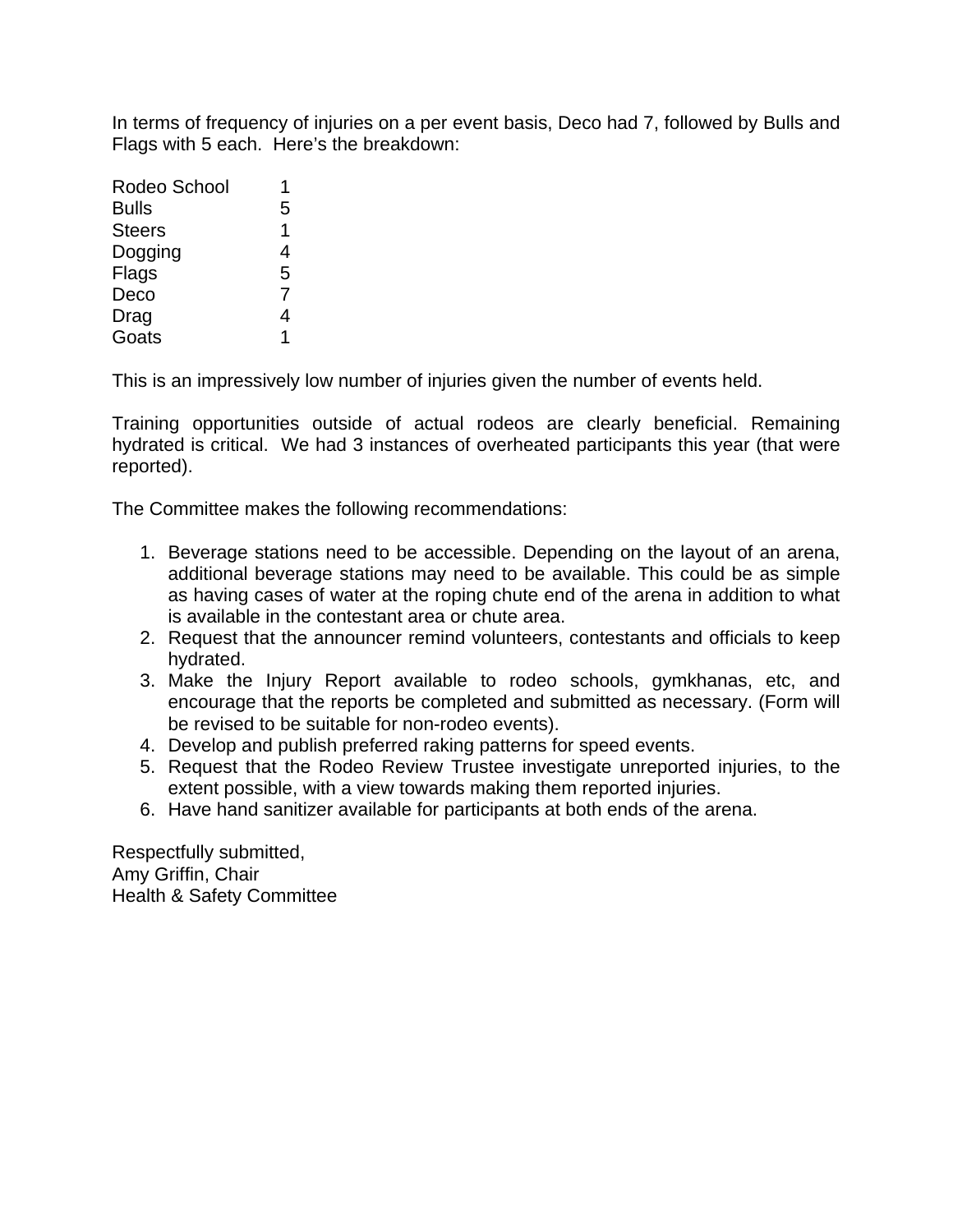In terms of frequency of injuries on a per event basis, Deco had 7, followed by Bulls and Flags with 5 each. Here's the breakdown:

| | |
|---|---|
| Rodeo School | 1 |
| Bulls | 5 |
| Steers | 1 |
| Dogging | 4 |
| Flags | 5 |
| Deco | 7 |
| Drag | 4 |
| Goats | 1 |

This is an impressively low number of injuries given the number of events held.

Training opportunities outside of actual rodeos are clearly beneficial. Remaining hydrated is critical. We had 3 instances of overheated participants this year (that were reported).

The Committee makes the following recommendations:

1. Beverage stations need to be accessible. Depending on the layout of an arena, additional beverage stations may need to be available. This could be as simple as having cases of water at the roping chute end of the arena in addition to what is available in the contestant area or chute area.
2. Request that the announcer remind volunteers, contestants and officials to keep hydrated.
3. Make the Injury Report available to rodeo schools, gymkhanas, etc, and encourage that the reports be completed and submitted as necessary. (Form will be revised to be suitable for non-rodeo events).
4. Develop and publish preferred raking patterns for speed events.
5. Request that the Rodeo Review Trustee investigate unreported injuries, to the extent possible, with a view towards making them reported injuries.
6. Have hand sanitizer available for participants at both ends of the arena.

Respectfully submitted,
Amy Griffin, Chair
Health & Safety Committee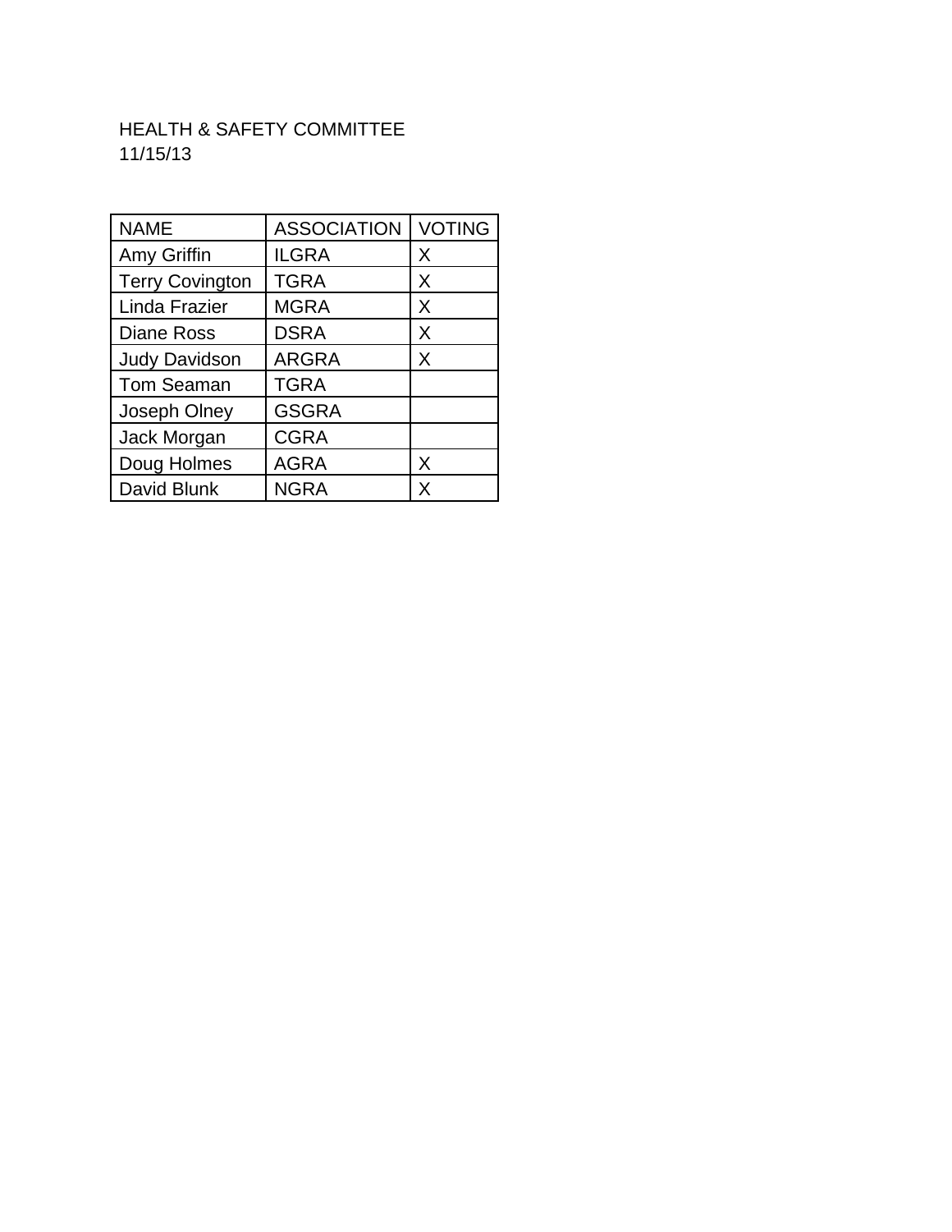HEALTH & SAFETY COMMITTEE
11/15/13

| NAME | ASSOCIATION | VOTING |
|---|---|---|
| Amy Griffin | ILGRA | X |
| Terry Covington | TGRA | X |
| Linda Frazier | MGRA | X |
| Diane Ross | DSRA | X |
| Judy Davidson | ARGRA | X |
| Tom Seaman | TGRA | |
| Joseph Olney | GSGRA | |
| Jack Morgan | CGRA | |
| Doug Holmes | AGRA | X |
| David Blunk | NGRA | X |